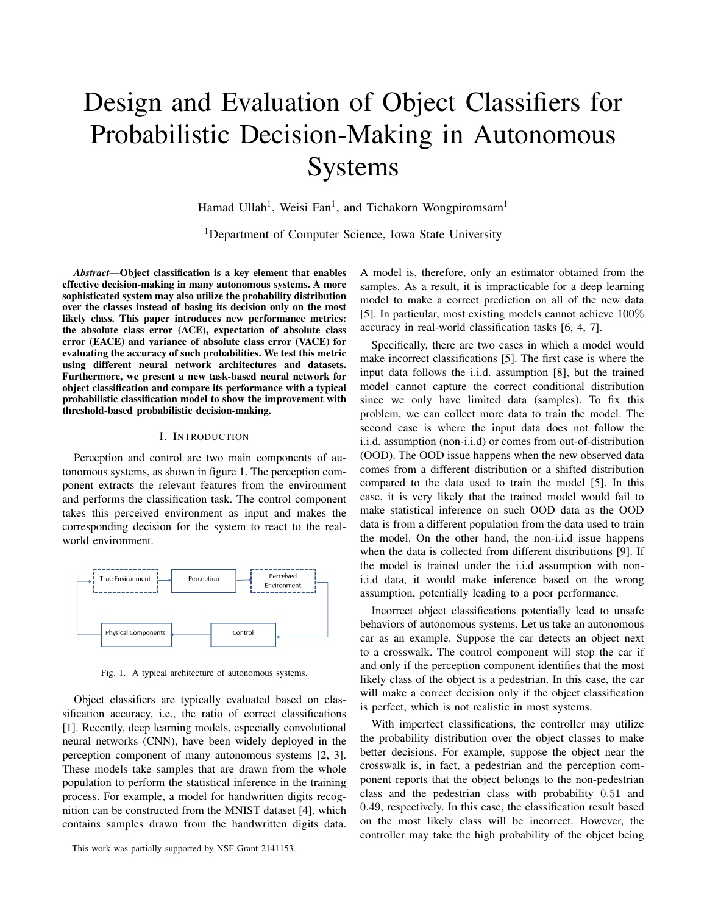# Design and Evaluation of Object Classifiers for Probabilistic Decision-Making in Autonomous Systems

Hamad Ullah[1], Weisi Fan[1], and Tichakorn Wongpiromsarn[1]

[1]Department of Computer Science, Iowa State University

***Abstract*—Object classification is a key element that enables effective decision-making in many autonomous systems. A more sophisticated system may also utilize the probability distribution over the classes instead of basing its decision only on the most likely class. This paper introduces new performance metrics: the absolute class error (ACE), expectation of absolute class error (EACE) and variance of absolute class error (VACE) for evaluating the accuracy of such probabilities. We test this metric using different neural network architectures and datasets. Furthermore, we present a new task-based neural network for object classification and compare its performance with a typical probabilistic classification model to show the improvement with threshold-based probabilistic decision-making.**

## I. Introduction

Perception and control are two main components of autonomous systems, as shown in figure 1. The perception component extracts the relevant features from the environment and performs the classification task. The control component takes this perceived environment as input and makes the corresponding decision for the system to react to the real-world environment.

Fig. 1. A typical architecture of autonomous systems.

Object classifiers are typically evaluated based on classification accuracy, i.e., the ratio of correct classifications [1]. Recently, deep learning models, especially convolutional neural networks (CNN), have been widely deployed in the perception component of many autonomous systems [2, 3]. These models take samples that are drawn from the whole population to perform the statistical inference in the training process. For example, a model for handwritten digits recognition can be constructed from the MNIST dataset [4], which contains samples drawn from the handwritten digits data. A model is, therefore, only an estimator obtained from the samples. As a result, it is impracticable for a deep learning model to make a correct prediction on all of the new data [5]. In particular, most existing models cannot achieve 100% accuracy in real-world classification tasks [6, 4, 7].

Specifically, there are two cases in which a model would make incorrect classifications [5]. The first case is where the input data follows the i.i.d. assumption [8], but the trained model cannot capture the correct conditional distribution since we only have limited data (samples). To fix this problem, we can collect more data to train the model. The second case is where the input data does not follow the i.i.d. assumption (non-i.i.d) or comes from out-of-distribution (OOD). The OOD issue happens when the new observed data comes from a different distribution or a shifted distribution compared to the data used to train the model [5]. In this case, it is very likely that the trained model would fail to make statistical inference on such OOD data as the OOD data is from a different population from the data used to train the model. On the other hand, the non-i.i.d issue happens when the data is collected from different distributions [9]. If the model is trained under the i.i.d assumption with non-i.i.d data, it would make inference based on the wrong assumption, potentially leading to a poor performance.

Incorrect object classifications potentially lead to unsafe behaviors of autonomous systems. Let us take an autonomous car as an example. Suppose the car detects an object next to a crosswalk. The control component will stop the car if and only if the perception component identifies that the most likely class of the object is a pedestrian. In this case, the car will make a correct decision only if the object classification is perfect, which is not realistic in most systems.

With imperfect classifications, the controller may utilize the probability distribution over the object classes to make better decisions. For example, suppose the object near the crosswalk is, in fact, a pedestrian and the perception component reports that the object belongs to the non-pedestrian class and the pedestrian class with probability 0.51 and 0.49, respectively. In this case, the classification result based on the most likely class will be incorrect. However, the controller may take the high probability of the object being

This work was partially supported by NSF Grant 2141153.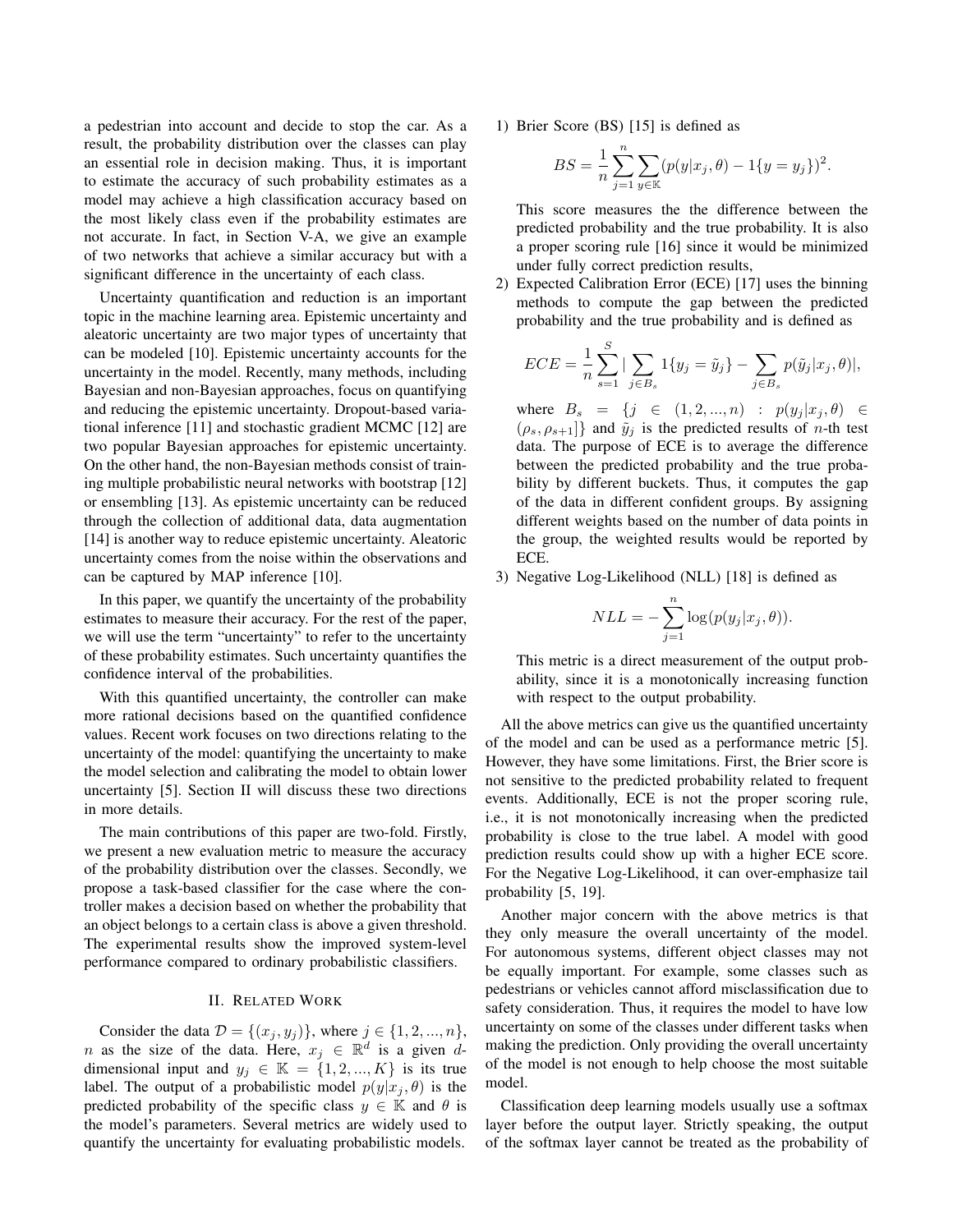a pedestrian into account and decide to stop the car. As a result, the probability distribution over the classes can play an essential role in decision making. Thus, it is important to estimate the accuracy of such probability estimates as a model may achieve a high classification accuracy based on the most likely class even if the probability estimates are not accurate. In fact, in Section V-A, we give an example of two networks that achieve a similar accuracy but with a significant difference in the uncertainty of each class.

Uncertainty quantification and reduction is an important topic in the machine learning area. Epistemic uncertainty and aleatoric uncertainty are two major types of uncertainty that can be modeled [10]. Epistemic uncertainty accounts for the uncertainty in the model. Recently, many methods, including Bayesian and non-Bayesian approaches, focus on quantifying and reducing the epistemic uncertainty. Dropout-based variational inference [11] and stochastic gradient MCMC [12] are two popular Bayesian approaches for epistemic uncertainty. On the other hand, the non-Bayesian methods consist of training multiple probabilistic neural networks with bootstrap [12] or ensembling [13]. As epistemic uncertainty can be reduced through the collection of additional data, data augmentation [14] is another way to reduce epistemic uncertainty. Aleatoric uncertainty comes from the noise within the observations and can be captured by MAP inference [10].

In this paper, we quantify the uncertainty of the probability estimates to measure their accuracy. For the rest of the paper, we will use the term "uncertainty" to refer to the uncertainty of these probability estimates. Such uncertainty quantifies the confidence interval of the probabilities.

With this quantified uncertainty, the controller can make more rational decisions based on the quantified confidence values. Recent work focuses on two directions relating to the uncertainty of the model: quantifying the uncertainty to make the model selection and calibrating the model to obtain lower uncertainty [5]. Section II will discuss these two directions in more details.

The main contributions of this paper are two-fold. Firstly, we present a new evaluation metric to measure the accuracy of the probability distribution over the classes. Secondly, we propose a task-based classifier for the case where the controller makes a decision based on whether the probability that an object belongs to a certain class is above a given threshold. The experimental results show the improved system-level performance compared to ordinary probabilistic classifiers.

## II. Related Work

Consider the data $\mathcal{D} = \{(x_j, y_j)\}$, where $j \in \{1, 2, ..., n\}$, $n$ as the size of the data. Here, $x_j \in \mathbb{R}^d$ is a given $d$-dimensional input and $y_j \in \mathbb{K} = \{1, 2, ..., K\}$ is its true label. The output of a probabilistic model $p(y|x_j, \theta)$ is the predicted probability of the specific class $y \in \mathbb{K}$ and $\theta$ is the model's parameters. Several metrics are widely used to quantify the uncertainty for evaluating probabilistic models.

1) Brier Score (BS) [15] is defined as

$$BS = \frac{1}{n} \sum_{j=1}^{n} \sum_{y \in \mathbb{K}} (p(y|x_j, \theta) - 1\{y = y_j\})^2.$$

This score measures the the difference between the predicted probability and the true probability. It is also a proper scoring rule [16] since it would be minimized under fully correct prediction results,

2) Expected Calibration Error (ECE) [17] uses the binning methods to compute the gap between the predicted probability and the true probability and is defined as

$$ECE = \frac{1}{n} \sum_{s=1}^{S} |\sum_{j \in B_s} 1\{y_j = \tilde{y}_j\} - \sum_{j \in B_s} p(\tilde{y}_j|x_j, \theta)|,$$

where $B_s = \{j \in (1, 2, ..., n) : p(y_j|x_j, \theta) \in (\rho_s, \rho_{s+1}]\}$ and $\tilde{y}_j$ is the predicted results of $n$-th test data. The purpose of ECE is to average the difference between the predicted probability and the true probability by different buckets. Thus, it computes the gap of the data in different confident groups. By assigning different weights based on the number of data points in the group, the weighted results would be reported by ECE.

3) Negative Log-Likelihood (NLL) [18] is defined as

$$NLL = -\sum_{j=1}^{n} \log(p(y_j|x_j, \theta)).$$

This metric is a direct measurement of the output probability, since it is a monotonically increasing function with respect to the output probability.

All the above metrics can give us the quantified uncertainty of the model and can be used as a performance metric [5]. However, they have some limitations. First, the Brier score is not sensitive to the predicted probability related to frequent events. Additionally, ECE is not the proper scoring rule, i.e., it is not monotonically increasing when the predicted probability is close to the true label. A model with good prediction results could show up with a higher ECE score. For the Negative Log-Likelihood, it can over-emphasize tail probability [5, 19].

Another major concern with the above metrics is that they only measure the overall uncertainty of the model. For autonomous systems, different object classes may not be equally important. For example, some classes such as pedestrians or vehicles cannot afford misclassification due to safety consideration. Thus, it requires the model to have low uncertainty on some of the classes under different tasks when making the prediction. Only providing the overall uncertainty of the model is not enough to help choose the most suitable model.

Classification deep learning models usually use a softmax layer before the output layer. Strictly speaking, the output of the softmax layer cannot be treated as the probability of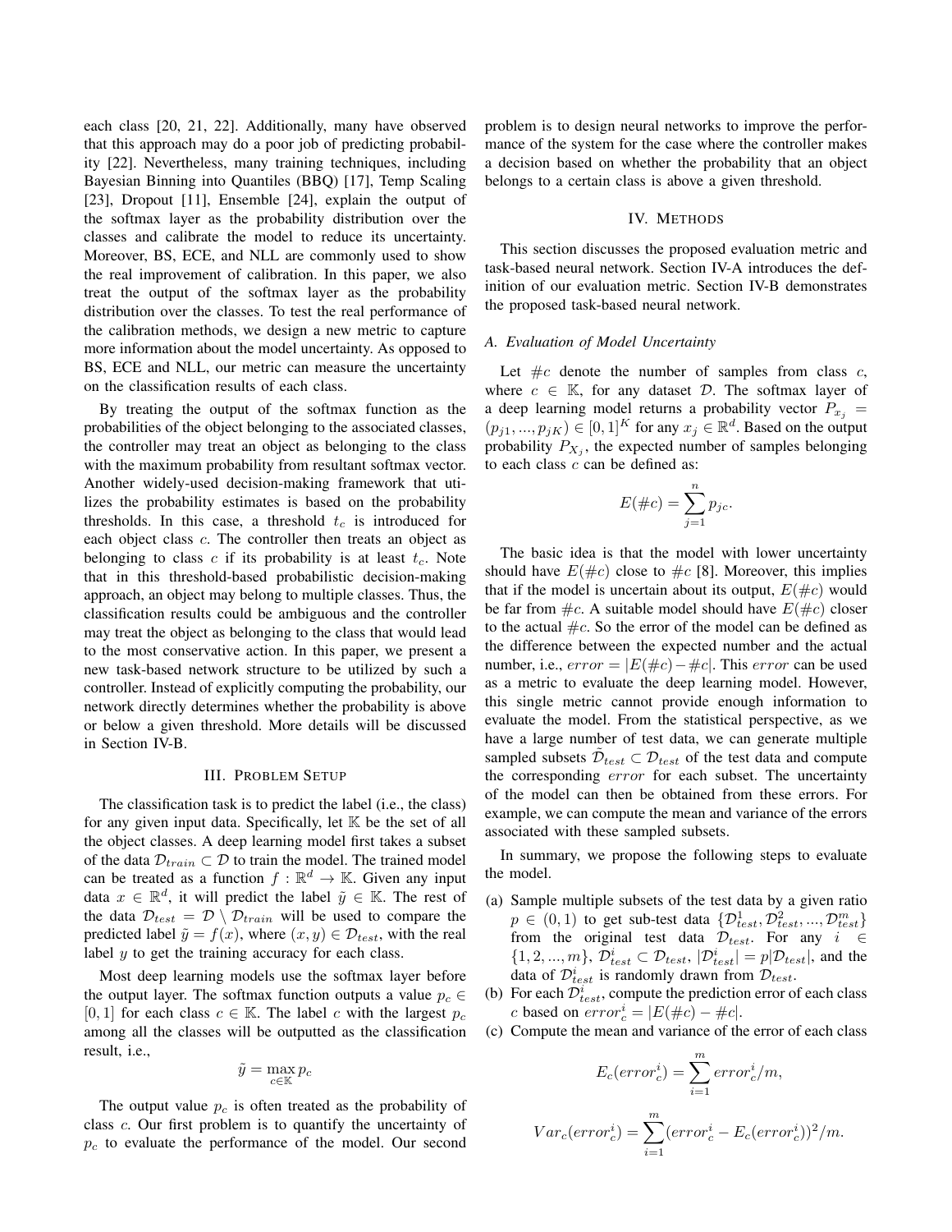each class [20, 21, 22]. Additionally, many have observed that this approach may do a poor job of predicting probability [22]. Nevertheless, many training techniques, including Bayesian Binning into Quantiles (BBQ) [17], Temp Scaling [23], Dropout [11], Ensemble [24], explain the output of the softmax layer as the probability distribution over the classes and calibrate the model to reduce its uncertainty. Moreover, BS, ECE, and NLL are commonly used to show the real improvement of calibration. In this paper, we also treat the output of the softmax layer as the probability distribution over the classes. To test the real performance of the calibration methods, we design a new metric to capture more information about the model uncertainty. As opposed to BS, ECE and NLL, our metric can measure the uncertainty on the classification results of each class.

By treating the output of the softmax function as the probabilities of the object belonging to the associated classes, the controller may treat an object as belonging to the class with the maximum probability from resultant softmax vector. Another widely-used decision-making framework that utilizes the probability estimates is based on the probability thresholds. In this case, a threshold $t_c$ is introduced for each object class $c$. The controller then treats an object as belonging to class $c$ if its probability is at least $t_c$. Note that in this threshold-based probabilistic decision-making approach, an object may belong to multiple classes. Thus, the classification results could be ambiguous and the controller may treat the object as belonging to the class that would lead to the most conservative action. In this paper, we present a new task-based network structure to be utilized by such a controller. Instead of explicitly computing the probability, our network directly determines whether the probability is above or below a given threshold. More details will be discussed in Section IV-B.

## III. Problem Setup

The classification task is to predict the label (i.e., the class) for any given input data. Specifically, let $\mathbb{K}$ be the set of all the object classes. A deep learning model first takes a subset of the data $\mathcal{D}_{train} \subset \mathcal{D}$ to train the model. The trained model can be treated as a function $f : \mathbb{R}^d \to \mathbb{K}$. Given any input data $x \in \mathbb{R}^d$, it will predict the label $\tilde{y} \in \mathbb{K}$. The rest of the data $\mathcal{D}_{test} = \mathcal{D} \setminus \mathcal{D}_{train}$ will be used to compare the predicted label $\tilde{y} = f(x)$, where $(x, y) \in \mathcal{D}_{test}$, with the real label $y$ to get the training accuracy for each class.

Most deep learning models use the softmax layer before the output layer. The softmax function outputs a value $p_c \in [0, 1]$ for each class $c \in \mathbb{K}$. The label $c$ with the largest $p_c$ among all the classes will be outputted as the classification result, i.e.,

$$\tilde{y} = \max_{c \in \mathbb{K}} p_c$$

The output value $p_c$ is often treated as the probability of class $c$. Our first problem is to quantify the uncertainty of $p_c$ to evaluate the performance of the model. Our second problem is to design neural networks to improve the performance of the system for the case where the controller makes a decision based on whether the probability that an object belongs to a certain class is above a given threshold.

## IV. Methods

This section discusses the proposed evaluation metric and task-based neural network. Section IV-A introduces the definition of our evaluation metric. Section IV-B demonstrates the proposed task-based neural network.

### A. Evaluation of Model Uncertainty

Let $\#c$ denote the number of samples from class $c$, where $c \in \mathbb{K}$, for any dataset $\mathcal{D}$. The softmax layer of a deep learning model returns a probability vector $P_{x_j} = (p_{j1}, ..., p_{jK}) \in [0, 1]^K$ for any $x_j \in \mathbb{R}^d$. Based on the output probability $P_{X_j}$, the expected number of samples belonging to each class $c$ can be defined as:

$$E(\#c) = \sum_{j=1}^{n} p_{jc}.$$

The basic idea is that the model with lower uncertainty should have $E(\#c)$ close to $\#c$ [8]. Moreover, this implies that if the model is uncertain about its output, $E(\#c)$ would be far from $\#c$. A suitable model should have $E(\#c)$ closer to the actual $\#c$. So the error of the model can be defined as the difference between the expected number and the actual number, i.e., $error = |E(\#c) - \#c|$. This $error$ can be used as a metric to evaluate the deep learning model. However, this single metric cannot provide enough information to evaluate the model. From the statistical perspective, as we have a large number of test data, we can generate multiple sampled subsets $\tilde{\mathcal{D}}_{test} \subset \mathcal{D}_{test}$ of the test data and compute the corresponding $error$ for each subset. The uncertainty of the model can then be obtained from these errors. For example, we can compute the mean and variance of the errors associated with these sampled subsets.

In summary, we propose the following steps to evaluate the model.

(a) Sample multiple subsets of the test data by a given ratio $p \in (0, 1)$ to get sub-test data $\{\mathcal{D}^1_{test}, \mathcal{D}^2_{test}, ..., \mathcal{D}^m_{test}\}$ from the original test data $\mathcal{D}_{test}$. For any $i \in \{1, 2, ..., m\}$, $\mathcal{D}^i_{test} \subset \mathcal{D}_{test}$, $|\mathcal{D}^i_{test}| = p|\mathcal{D}_{test}|$, and the data of $\mathcal{D}^i_{test}$ is randomly drawn from $\mathcal{D}_{test}$.

(b) For each $\mathcal{D}^i_{test}$, compute the prediction error of each class $c$ based on $error^i_c = |E(\#c) - \#c|$.

(c) Compute the mean and variance of the error of each class

$$E_c(error^i_c) = \sum_{i=1}^{m} error^i_c / m,$$

$$Var_c(error^i_c) = \sum_{i=1}^{m} (error^i_c - E_c(error^i_c))^2 / m.$$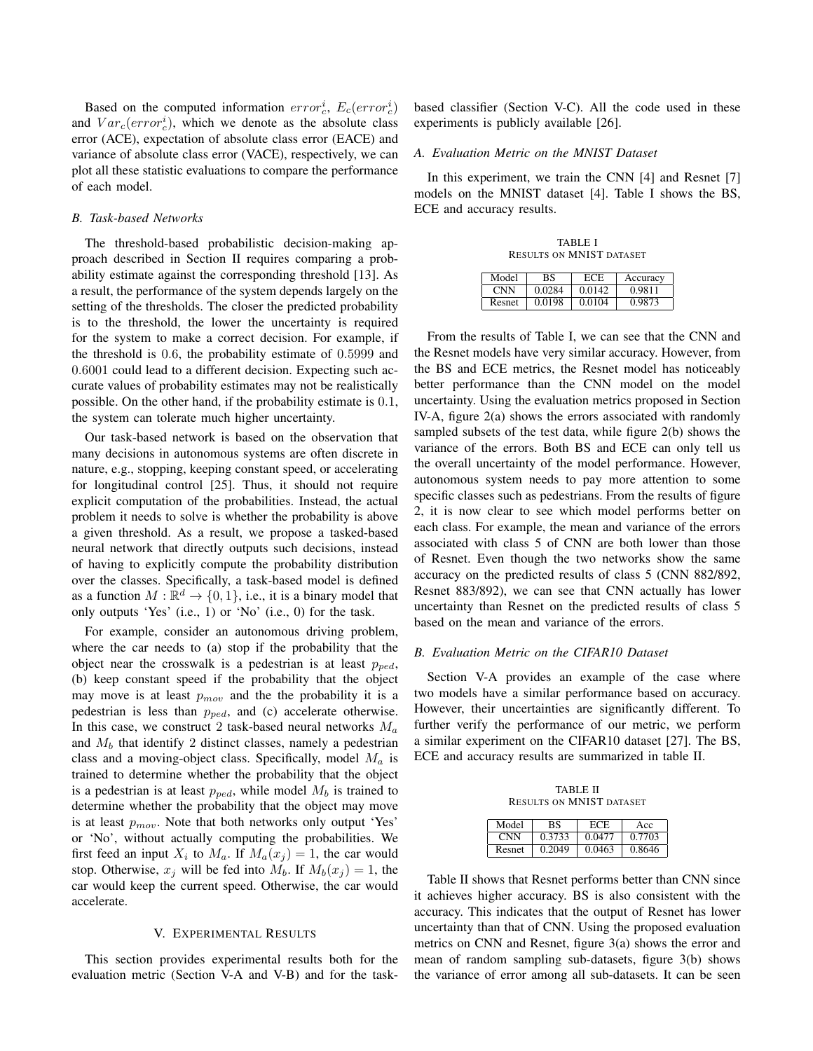Based on the computed information $error_c^i$, $E_c(error_c^i)$ and $Var_c(error_c^i)$, which we denote as the absolute class error (ACE), expectation of absolute class error (EACE) and variance of absolute class error (VACE), respectively, we can plot all these statistic evaluations to compare the performance of each model.

### *B. Task-based Networks*

The threshold-based probabilistic decision-making approach described in Section II requires comparing a probability estimate against the corresponding threshold [13]. As a result, the performance of the system depends largely on the setting of the thresholds. The closer the predicted probability is to the threshold, the lower the uncertainty is required for the system to make a correct decision. For example, if the threshold is $0.6$, the probability estimate of $0.5999$ and $0.6001$ could lead to a different decision. Expecting such accurate values of probability estimates may not be realistically possible. On the other hand, if the probability estimate is $0.1$, the system can tolerate much higher uncertainty.

Our task-based network is based on the observation that many decisions in autonomous systems are often discrete in nature, e.g., stopping, keeping constant speed, or accelerating for longitudinal control [25]. Thus, it should not require explicit computation of the probabilities. Instead, the actual problem it needs to solve is whether the probability is above a given threshold. As a result, we propose a tasked-based neural network that directly outputs such decisions, instead of having to explicitly compute the probability distribution over the classes. Specifically, a task-based model is defined as a function $M : \mathbb{R}^d \rightarrow \{0, 1\}$, i.e., it is a binary model that only outputs 'Yes' (i.e., 1) or 'No' (i.e., 0) for the task.

For example, consider an autonomous driving problem, where the car needs to (a) stop if the probability that the object near the crosswalk is a pedestrian is at least $p_{ped}$, (b) keep constant speed if the probability that the object may move is at least $p_{mov}$ and the the probability it is a pedestrian is less than $p_{ped}$, and (c) accelerate otherwise. In this case, we construct 2 task-based neural networks $M_a$ and $M_b$ that identify 2 distinct classes, namely a pedestrian class and a moving-object class. Specifically, model $M_a$ is trained to determine whether the probability that the object is a pedestrian is at least $p_{ped}$, while model $M_b$ is trained to determine whether the probability that the object may move is at least $p_{mov}$. Note that both networks only output 'Yes' or 'No', without actually computing the probabilities. We first feed an input $X_i$ to $M_a$. If $M_a(x_j) = 1$, the car would stop. Otherwise, $x_j$ will be fed into $M_b$. If $M_b(x_j) = 1$, the car would keep the current speed. Otherwise, the car would accelerate.

## V. Experimental Results

This section provides experimental results both for the evaluation metric (Section V-A and V-B) and for the task-based classifier (Section V-C). All the code used in these experiments is publicly available [26].

### *A. Evaluation Metric on the MNIST Dataset*

In this experiment, we train the CNN [4] and Resnet [7] models on the MNIST dataset [4]. Table I shows the BS, ECE and accuracy results.

TABLE I
Results on MNIST dataset

| Model | BS | ECE | Accuracy |
|---|---|---|---|
| CNN | 0.0284 | 0.0142 | 0.9811 |
| Resnet | 0.0198 | 0.0104 | 0.9873 |

From the results of Table I, we can see that the CNN and the Resnet models have very similar accuracy. However, from the BS and ECE metrics, the Resnet model has noticeably better performance than the CNN model on the model uncertainty. Using the evaluation metrics proposed in Section IV-A, figure 2(a) shows the errors associated with randomly sampled subsets of the test data, while figure 2(b) shows the variance of the errors. Both BS and ECE can only tell us the overall uncertainty of the model performance. However, autonomous system needs to pay more attention to some specific classes such as pedestrians. From the results of figure 2, it is now clear to see which model performs better on each class. For example, the mean and variance of the errors associated with class 5 of CNN are both lower than those of Resnet. Even though the two networks show the same accuracy on the predicted results of class 5 (CNN 882/892, Resnet 883/892), we can see that CNN actually has lower uncertainty than Resnet on the predicted results of class 5 based on the mean and variance of the errors.

### *B. Evaluation Metric on the CIFAR10 Dataset*

Section V-A provides an example of the case where two models have a similar performance based on accuracy. However, their uncertainties are significantly different. To further verify the performance of our metric, we perform a similar experiment on the CIFAR10 dataset [27]. The BS, ECE and accuracy results are summarized in table II.

TABLE II
Results on MNIST dataset

| Model | BS | ECE | Acc |
|---|---|---|---|
| CNN | 0.3733 | 0.0477 | 0.7703 |
| Resnet | 0.2049 | 0.0463 | 0.8646 |

Table II shows that Resnet performs better than CNN since it achieves higher accuracy. BS is also consistent with the accuracy. This indicates that the output of Resnet has lower uncertainty than that of CNN. Using the proposed evaluation metrics on CNN and Resnet, figure 3(a) shows the error and mean of random sampling sub-datasets, figure 3(b) shows the variance of error among all sub-datasets. It can be seen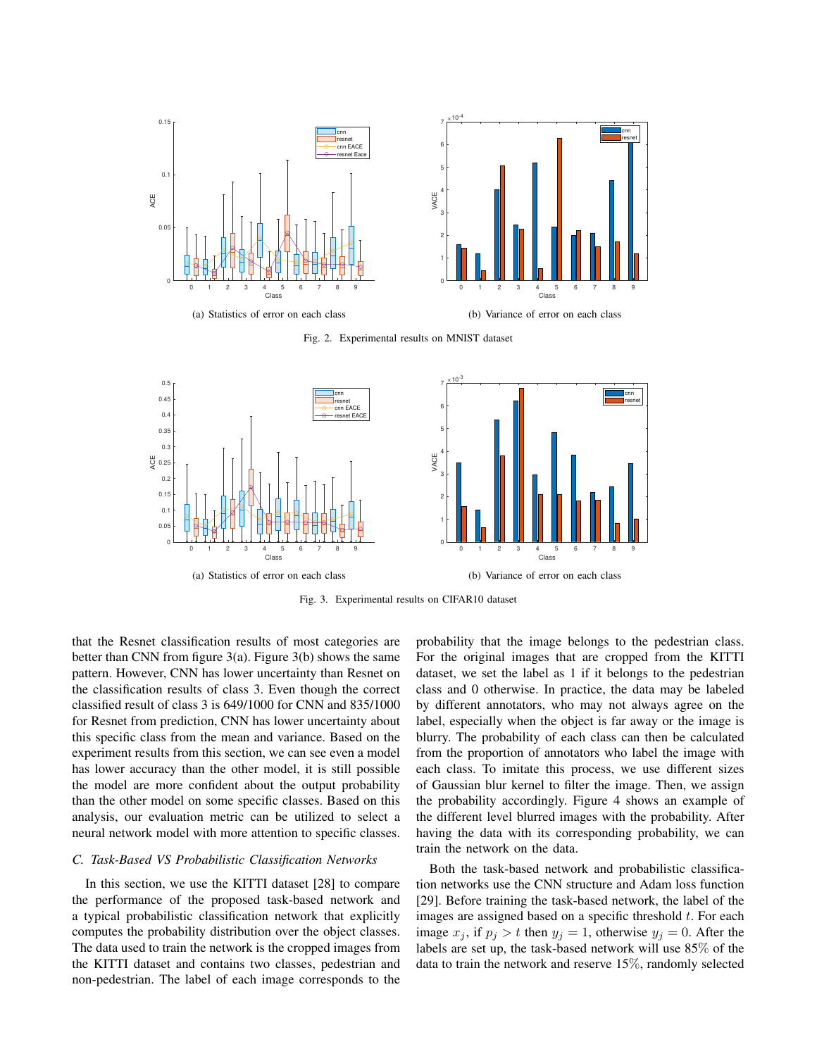(a) Statistics of error on each class

(b) Variance of error on each class

Fig. 2. Experimental results on MNIST dataset

(a) Statistics of error on each class

(b) Variance of error on each class

Fig. 3. Experimental results on CIFAR10 dataset

that the Resnet classification results of most categories are better than CNN from figure 3(a). Figure 3(b) shows the same pattern. However, CNN has lower uncertainty than Resnet on the classification results of class 3. Even though the correct classified result of class 3 is 649/1000 for CNN and 835/1000 for Resnet from prediction, CNN has lower uncertainty about this specific class from the mean and variance. Based on the experiment results from this section, we can see even a model has lower accuracy than the other model, it is still possible the model are more confident about the output probability than the other model on some specific classes. Based on this analysis, our evaluation metric can be utilized to select a neural network model with more attention to specific classes.

### C. Task-Based VS Probabilistic Classification Networks

In this section, we use the KITTI dataset [28] to compare the performance of the proposed task-based network and a typical probabilistic classification network that explicitly computes the probability distribution over the object classes. The data used to train the network is the cropped images from the KITTI dataset and contains two classes, pedestrian and non-pedestrian. The label of each image corresponds to the probability that the image belongs to the pedestrian class. For the original images that are cropped from the KITTI dataset, we set the label as 1 if it belongs to the pedestrian class and 0 otherwise. In practice, the data may be labeled by different annotators, who may not always agree on the label, especially when the object is far away or the image is blurry. The probability of each class can then be calculated from the proportion of annotators who label the image with each class. To imitate this process, we use different sizes of Gaussian blur kernel to filter the image. Then, we assign the probability accordingly. Figure 4 shows an example of the different level blurred images with the probability. After having the data with its corresponding probability, we can train the network on the data.

Both the task-based network and probabilistic classification networks use the CNN structure and Adam loss function [29]. Before training the task-based network, the label of the images are assigned based on a specific threshold $t$. For each image $x_j$, if $p_j > t$ then $y_j = 1$, otherwise $y_j = 0$. After the labels are set up, the task-based network will use $85\%$ of the data to train the network and reserve $15\%$, randomly selected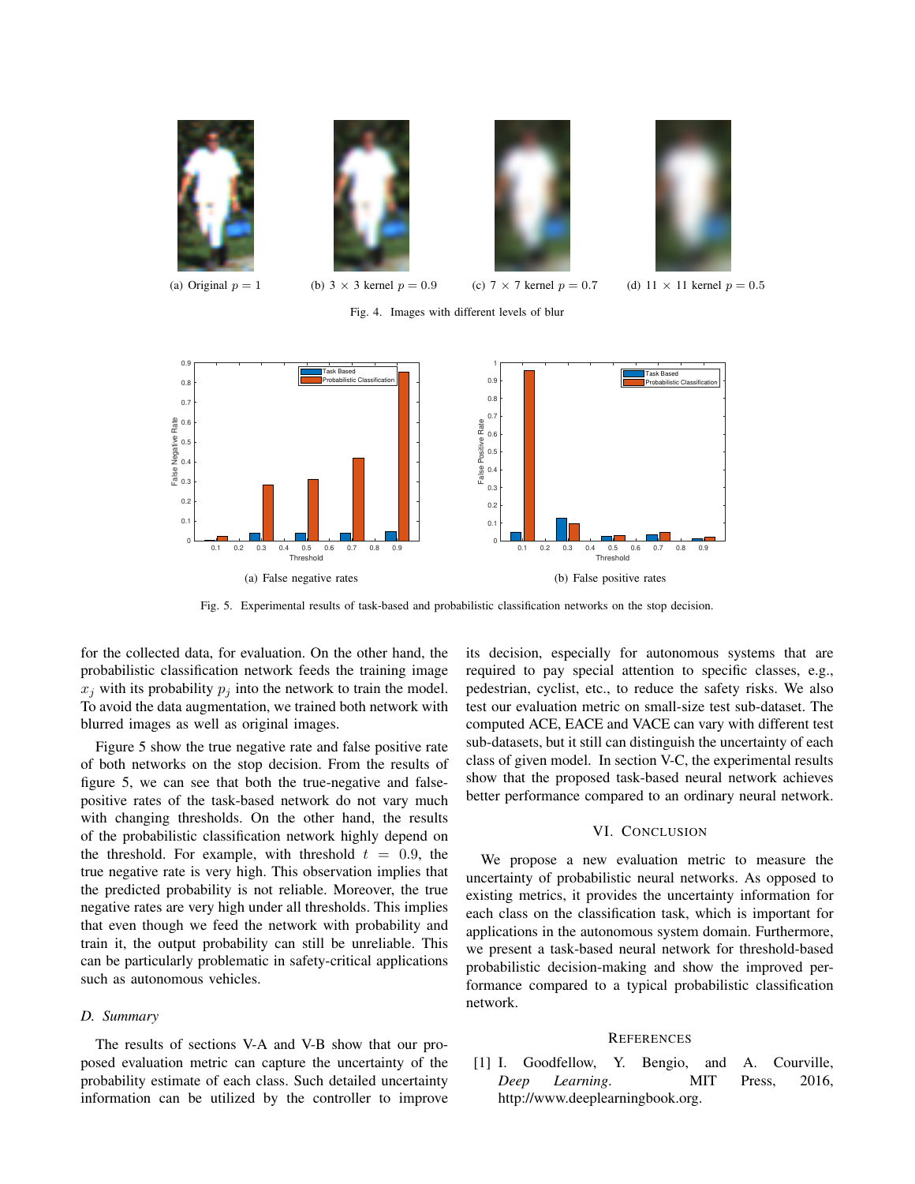(a) Original $p = 1$

(b) $3 \times 3$ kernel $p = 0.9$

(c) $7 \times 7$ kernel $p = 0.7$

(d) $11 \times 11$ kernel $p = 0.5$

Fig. 4. Images with different levels of blur

(a) False negative rates

(b) False positive rates

Fig. 5. Experimental results of task-based and probabilistic classification networks on the stop decision.

for the collected data, for evaluation. On the other hand, the probabilistic classification network feeds the training image $x_j$ with its probability $p_j$ into the network to train the model. To avoid the data augmentation, we trained both network with blurred images as well as original images.

Figure 5 show the true negative rate and false positive rate of both networks on the stop decision. From the results of figure 5, we can see that both the true-negative and false-positive rates of the task-based network do not vary much with changing thresholds. On the other hand, the results of the probabilistic classification network highly depend on the threshold. For example, with threshold $t = 0.9$, the true negative rate is very high. This observation implies that the predicted probability is not reliable. Moreover, the true negative rates are very high under all thresholds. This implies that even though we feed the network with probability and train it, the output probability can still be unreliable. This can be particularly problematic in safety-critical applications such as autonomous vehicles.

### D. Summary

The results of sections V-A and V-B show that our proposed evaluation metric can capture the uncertainty of the probability estimate of each class. Such detailed uncertainty information can be utilized by the controller to improve its decision, especially for autonomous systems that are required to pay special attention to specific classes, e.g., pedestrian, cyclist, etc., to reduce the safety risks. We also test our evaluation metric on small-size test sub-dataset. The computed ACE, EACE and VACE can vary with different test sub-datasets, but it still can distinguish the uncertainty of each class of given model. In section V-C, the experimental results show that the proposed task-based neural network achieves better performance compared to an ordinary neural network.

## VI. Conclusion

We propose a new evaluation metric to measure the uncertainty of probabilistic neural networks. As opposed to existing metrics, it provides the uncertainty information for each class on the classification task, which is important for applications in the autonomous system domain. Furthermore, we present a task-based neural network for threshold-based probabilistic decision-making and show the improved performance compared to a typical probabilistic classification network.

## References

[1] I. Goodfellow, Y. Bengio, and A. Courville, *Deep Learning*. MIT Press, 2016, http://www.deeplearningbook.org.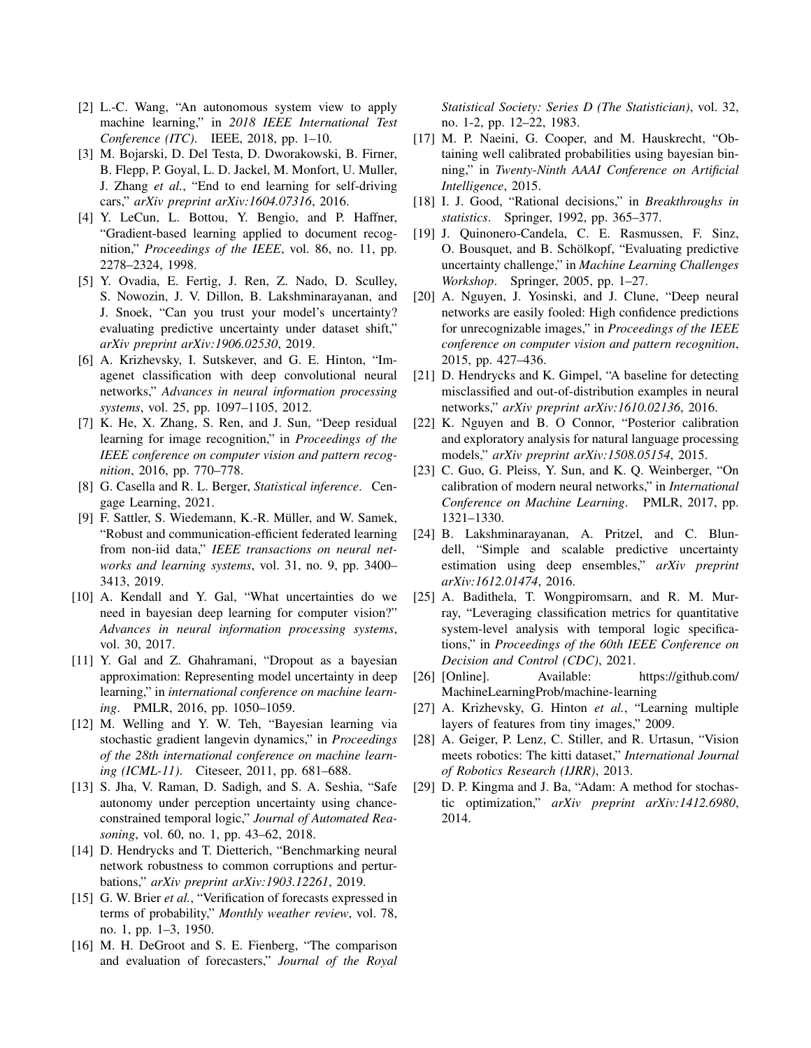[2] L.-C. Wang, "An autonomous system view to apply machine learning," in *2018 IEEE International Test Conference (ITC)*. IEEE, 2018, pp. 1–10.

[3] M. Bojarski, D. Del Testa, D. Dworakowski, B. Firner, B. Flepp, P. Goyal, L. D. Jackel, M. Monfort, U. Muller, J. Zhang *et al.*, "End to end learning for self-driving cars," *arXiv preprint arXiv:1604.07316*, 2016.

[4] Y. LeCun, L. Bottou, Y. Bengio, and P. Haffner, "Gradient-based learning applied to document recognition," *Proceedings of the IEEE*, vol. 86, no. 11, pp. 2278–2324, 1998.

[5] Y. Ovadia, E. Fertig, J. Ren, Z. Nado, D. Sculley, S. Nowozin, J. V. Dillon, B. Lakshminarayanan, and J. Snoek, "Can you trust your model's uncertainty? evaluating predictive uncertainty under dataset shift," *arXiv preprint arXiv:1906.02530*, 2019.

[6] A. Krizhevsky, I. Sutskever, and G. E. Hinton, "Imagenet classification with deep convolutional neural networks," *Advances in neural information processing systems*, vol. 25, pp. 1097–1105, 2012.

[7] K. He, X. Zhang, S. Ren, and J. Sun, "Deep residual learning for image recognition," in *Proceedings of the IEEE conference on computer vision and pattern recognition*, 2016, pp. 770–778.

[8] G. Casella and R. L. Berger, *Statistical inference*. Cengage Learning, 2021.

[9] F. Sattler, S. Wiedemann, K.-R. Müller, and W. Samek, "Robust and communication-efficient federated learning from non-iid data," *IEEE transactions on neural networks and learning systems*, vol. 31, no. 9, pp. 3400–3413, 2019.

[10] A. Kendall and Y. Gal, "What uncertainties do we need in bayesian deep learning for computer vision?" *Advances in neural information processing systems*, vol. 30, 2017.

[11] Y. Gal and Z. Ghahramani, "Dropout as a bayesian approximation: Representing model uncertainty in deep learning," in *international conference on machine learning*. PMLR, 2016, pp. 1050–1059.

[12] M. Welling and Y. W. Teh, "Bayesian learning via stochastic gradient langevin dynamics," in *Proceedings of the 28th international conference on machine learning (ICML-11)*. Citeseer, 2011, pp. 681–688.

[13] S. Jha, V. Raman, D. Sadigh, and S. A. Seshia, "Safe autonomy under perception uncertainty using chance-constrained temporal logic," *Journal of Automated Reasoning*, vol. 60, no. 1, pp. 43–62, 2018.

[14] D. Hendrycks and T. Dietterich, "Benchmarking neural network robustness to common corruptions and perturbations," *arXiv preprint arXiv:1903.12261*, 2019.

[15] G. W. Brier *et al.*, "Verification of forecasts expressed in terms of probability," *Monthly weather review*, vol. 78, no. 1, pp. 1–3, 1950.

[16] M. H. DeGroot and S. E. Fienberg, "The comparison and evaluation of forecasters," *Journal of the Royal Statistical Society: Series D (The Statistician)*, vol. 32, no. 1-2, pp. 12–22, 1983.

[17] M. P. Naeini, G. Cooper, and M. Hauskrecht, "Obtaining well calibrated probabilities using bayesian binning," in *Twenty-Ninth AAAI Conference on Artificial Intelligence*, 2015.

[18] I. J. Good, "Rational decisions," in *Breakthroughs in statistics*. Springer, 1992, pp. 365–377.

[19] J. Quinonero-Candela, C. E. Rasmussen, F. Sinz, O. Bousquet, and B. Schölkopf, "Evaluating predictive uncertainty challenge," in *Machine Learning Challenges Workshop*. Springer, 2005, pp. 1–27.

[20] A. Nguyen, J. Yosinski, and J. Clune, "Deep neural networks are easily fooled: High confidence predictions for unrecognizable images," in *Proceedings of the IEEE conference on computer vision and pattern recognition*, 2015, pp. 427–436.

[21] D. Hendrycks and K. Gimpel, "A baseline for detecting misclassified and out-of-distribution examples in neural networks," *arXiv preprint arXiv:1610.02136*, 2016.

[22] K. Nguyen and B. O Connor, "Posterior calibration and exploratory analysis for natural language processing models," *arXiv preprint arXiv:1508.05154*, 2015.

[23] C. Guo, G. Pleiss, Y. Sun, and K. Q. Weinberger, "On calibration of modern neural networks," in *International Conference on Machine Learning*. PMLR, 2017, pp. 1321–1330.

[24] B. Lakshminarayanan, A. Pritzel, and C. Blundell, "Simple and scalable predictive uncertainty estimation using deep ensembles," *arXiv preprint arXiv:1612.01474*, 2016.

[25] A. Badithela, T. Wongpiromsarn, and R. M. Murray, "Leveraging classification metrics for quantitative system-level analysis with temporal logic specifications," in *Proceedings of the 60th IEEE Conference on Decision and Control (CDC)*, 2021.

[26] [Online]. Available: https://github.com/MachineLearningProb/machine-learning

[27] A. Krizhevsky, G. Hinton *et al.*, "Learning multiple layers of features from tiny images," 2009.

[28] A. Geiger, P. Lenz, C. Stiller, and R. Urtasun, "Vision meets robotics: The kitti dataset," *International Journal of Robotics Research (IJRR)*, 2013.

[29] D. P. Kingma and J. Ba, "Adam: A method for stochastic optimization," *arXiv preprint arXiv:1412.6980*, 2014.